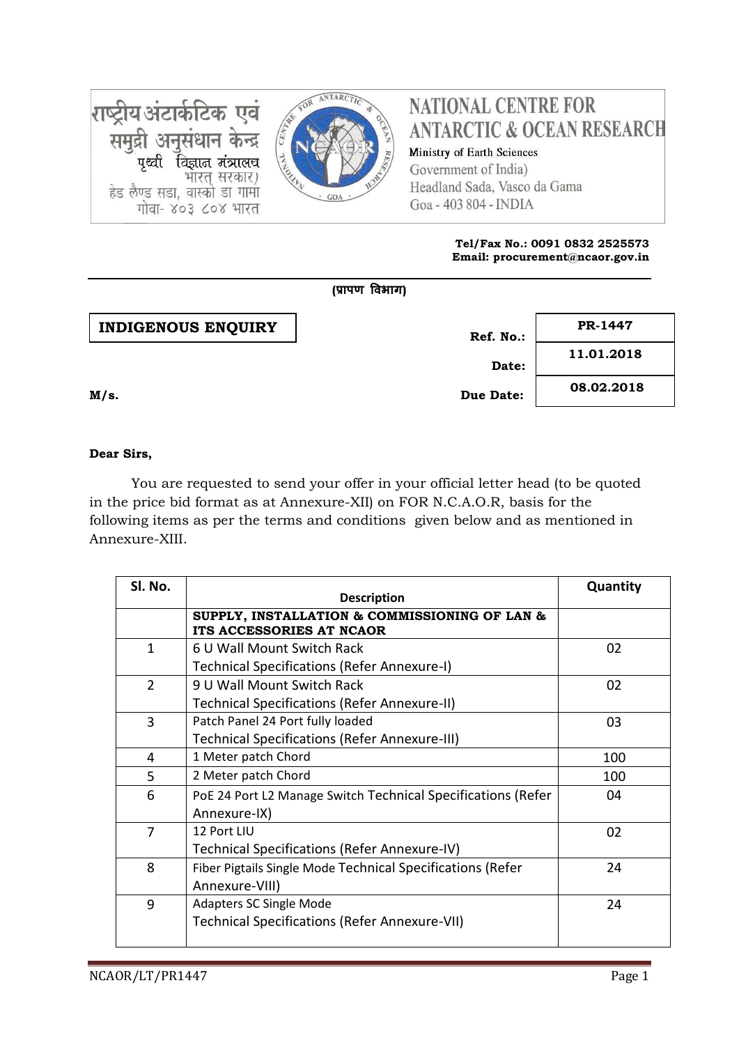राष्ट्रीय अंटार्कटिक एवं समुद्री अनुसंधान केन्द्र
पृथ्वी विज्ञान मंत्रालय
भारत सरकार)
हेड लैण्ड सडा, वास्को डा गामा
गोवा- ४०३ ८०४ भारत

# NATIONAL CENTRE FOR ANTARCTIC & OCEAN RESEARCH

Ministry of Earth Sciences
Government of India)
Headland Sada, Vasco da Gama
Goa - 403 804 - INDIA

**Tel/Fax No.: 0091 0832 2525573**
**Email: procurement@ncaor.gov.in**

**(प्रापण विभाग)**

**INDIGENOUS ENQUIRY**

| | |
|---|---|
| **Ref. No.:** | **PR-1447** |
| **Date:** | **11.01.2018** |
| **Due Date:** | **08.02.2018** |

**M/s.**

**Dear Sirs,**

You are requested to send your offer in your official letter head (to be quoted in the price bid format as at Annexure-XII) on FOR N.C.A.O.R, basis for the following items as per the terms and conditions given below and as mentioned in Annexure-XIII.

| Sl. No. | Description | Quantity |
|---|---|---|
| | **SUPPLY, INSTALLATION & COMMISSIONING OF LAN & ITS ACCESSORIES AT NCAOR** | |
| 1 | 6 U Wall Mount Switch Rack<br>Technical Specifications (Refer Annexure-I) | 02 |
| 2 | 9 U Wall Mount Switch Rack<br>Technical Specifications (Refer Annexure-II) | 02 |
| 3 | Patch Panel 24 Port fully loaded<br>Technical Specifications (Refer Annexure-III) | 03 |
| 4 | 1 Meter patch Chord | 100 |
| 5 | 2 Meter patch Chord | 100 |
| 6 | PoE 24 Port L2 Manage Switch Technical Specifications (Refer Annexure-IX) | 04 |
| 7 | 12 Port LIU<br>Technical Specifications (Refer Annexure-IV) | 02 |
| 8 | Fiber Pigtails Single Mode Technical Specifications (Refer Annexure-VIII) | 24 |
| 9 | Adapters SC Single Mode<br>Technical Specifications (Refer Annexure-VII) | 24 |

NCAOR/LT/PR1447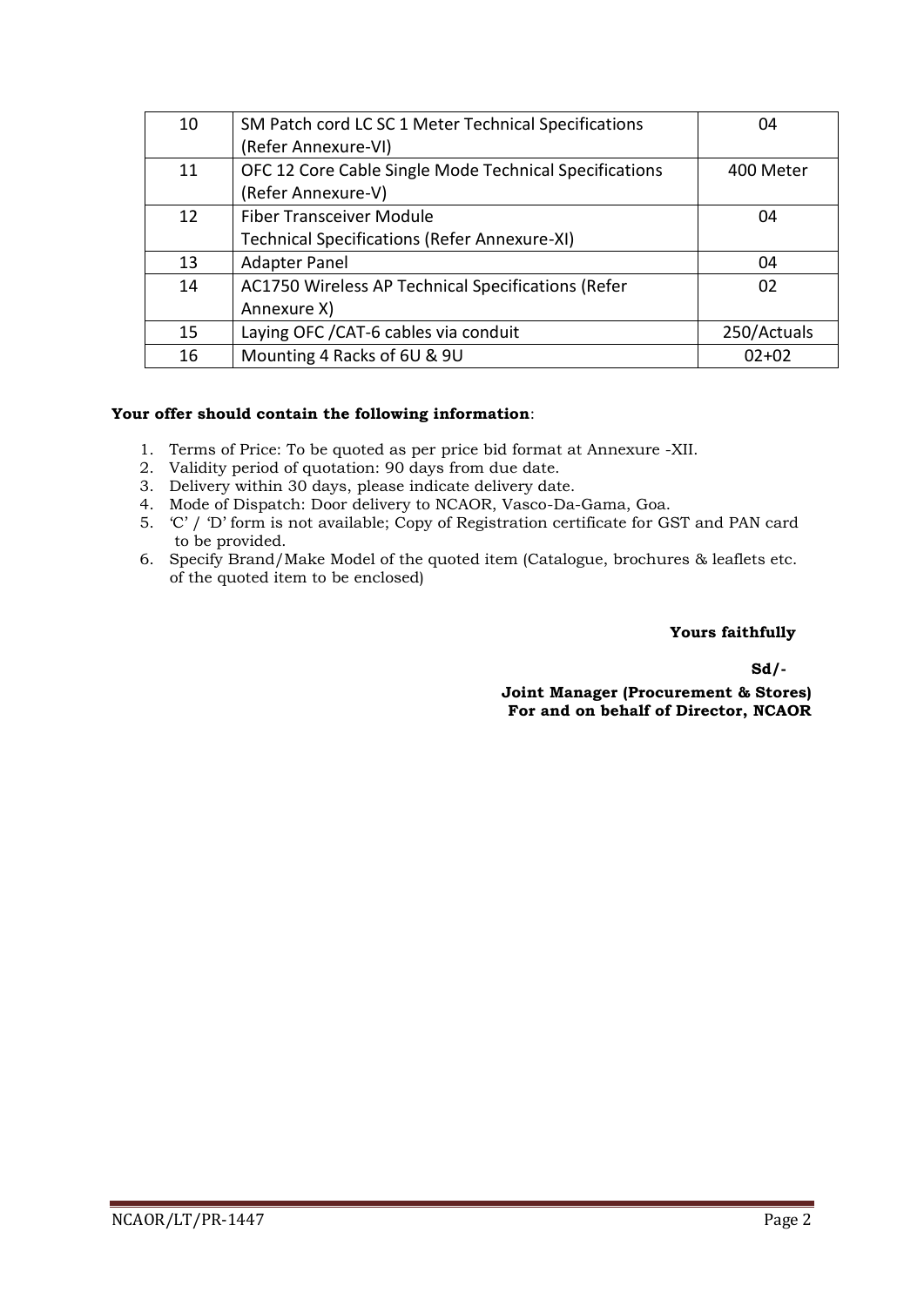| 10 | SM Patch cord LC SC 1 Meter Technical Specifications (Refer Annexure-VI) | 04 |
|---|---|---|
| 11 | OFC 12 Core Cable Single Mode Technical Specifications (Refer Annexure-V) | 400 Meter |
| 12 | Fiber Transceiver Module Technical Specifications (Refer Annexure-XI) | 04 |
| 13 | Adapter Panel | 04 |
| 14 | AC1750 Wireless AP Technical Specifications (Refer Annexure X) | 02 |
| 15 | Laying OFC /CAT-6 cables via conduit | 250/Actuals |
| 16 | Mounting 4 Racks of 6U & 9U | 02+02 |

**Your offer should contain the following information**:

1. Terms of Price: To be quoted as per price bid format at Annexure -XII.
2. Validity period of quotation: 90 days from due date.
3. Delivery within 30 days, please indicate delivery date.
4. Mode of Dispatch: Door delivery to NCAOR, Vasco-Da-Gama, Goa.
5. 'C' / 'D' form is not available; Copy of Registration certificate for GST and PAN card to be provided.
6. Specify Brand/Make Model of the quoted item (Catalogue, brochures & leaflets etc. of the quoted item to be enclosed)

**Yours faithfully**

**Sd/-**

**Joint Manager (Procurement & Stores)**
**For and on behalf of Director, NCAOR**

NCAOR/LT/PR-1447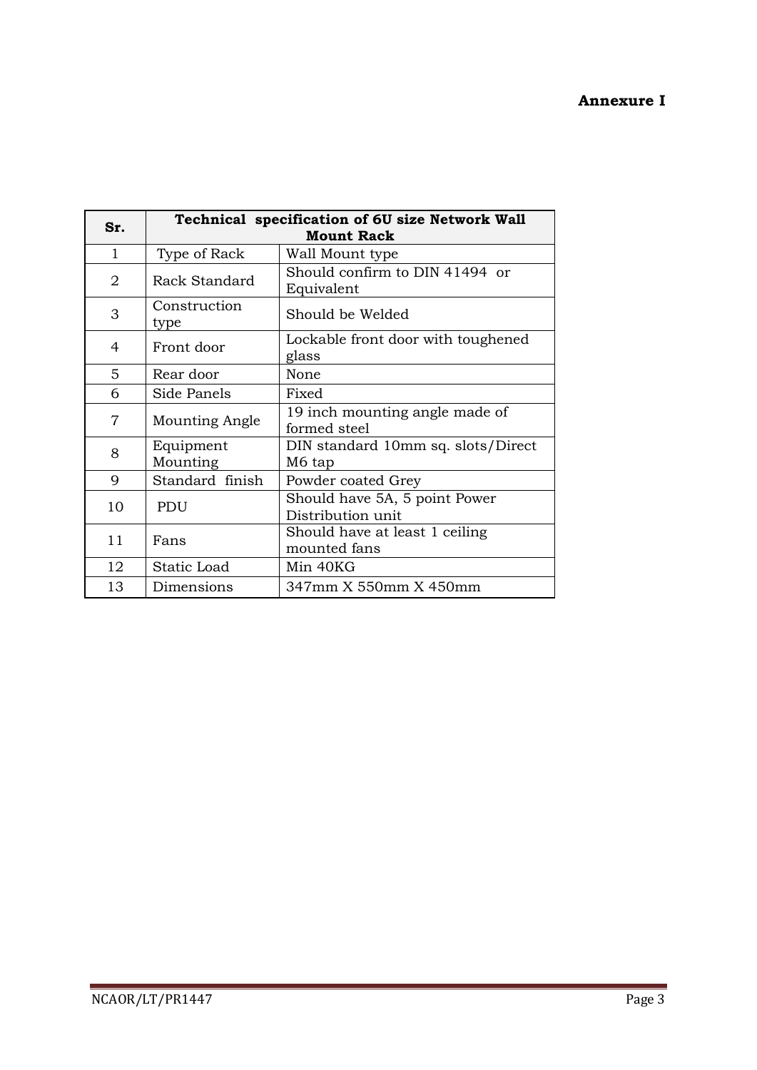**Annexure I**

| Sr. | Technical specification of 6U size Network Wall Mount Rack | |
|---|---|---|
| 1 | Type of Rack | Wall Mount type |
| 2 | Rack Standard | Should confirm to DIN 41494 or Equivalent |
| 3 | Construction type | Should be Welded |
| 4 | Front door | Lockable front door with toughened glass |
| 5 | Rear door | None |
| 6 | Side Panels | Fixed |
| 7 | Mounting Angle | 19 inch mounting angle made of formed steel |
| 8 | Equipment Mounting | DIN standard 10mm sq. slots/Direct M6 tap |
| 9 | Standard finish | Powder coated Grey |
| 10 | PDU | Should have 5A, 5 point Power Distribution unit |
| 11 | Fans | Should have at least 1 ceiling mounted fans |
| 12 | Static Load | Min 40KG |
| 13 | Dimensions | 347mm X 550mm X 450mm |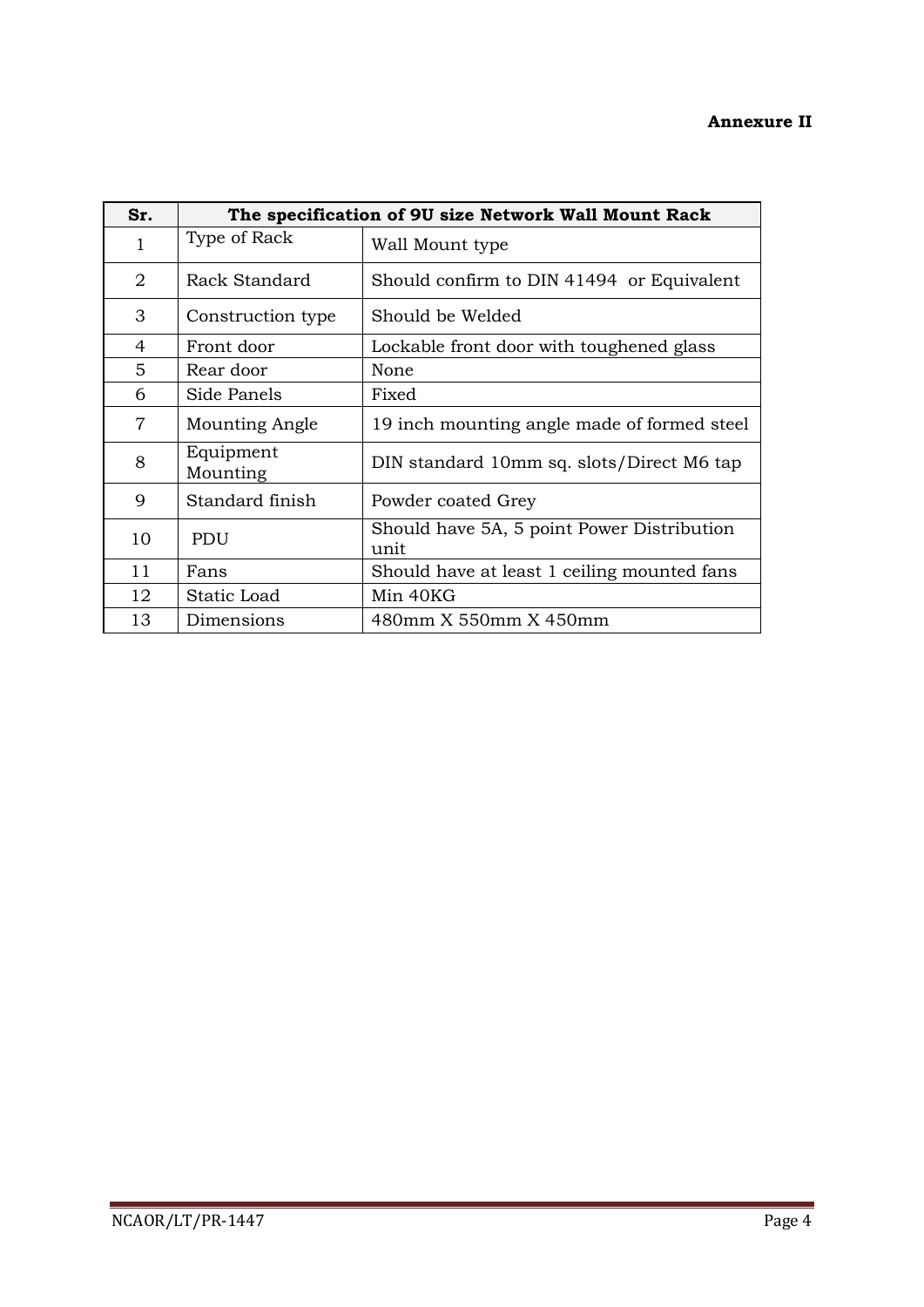**Annexure II**

| Sr. | The specification of 9U size Network Wall Mount Rack | |
|---|---|---|
| 1 | Type of Rack | Wall Mount type |
| 2 | Rack Standard | Should confirm to DIN 41494 or Equivalent |
| 3 | Construction type | Should be Welded |
| 4 | Front door | Lockable front door with toughened glass |
| 5 | Rear door | None |
| 6 | Side Panels | Fixed |
| 7 | Mounting Angle | 19 inch mounting angle made of formed steel |
| 8 | Equipment Mounting | DIN standard 10mm sq. slots/Direct M6 tap |
| 9 | Standard finish | Powder coated Grey |
| 10 | PDU | Should have 5A, 5 point Power Distribution unit |
| 11 | Fans | Should have at least 1 ceiling mounted fans |
| 12 | Static Load | Min 40KG |
| 13 | Dimensions | 480mm X 550mm X 450mm |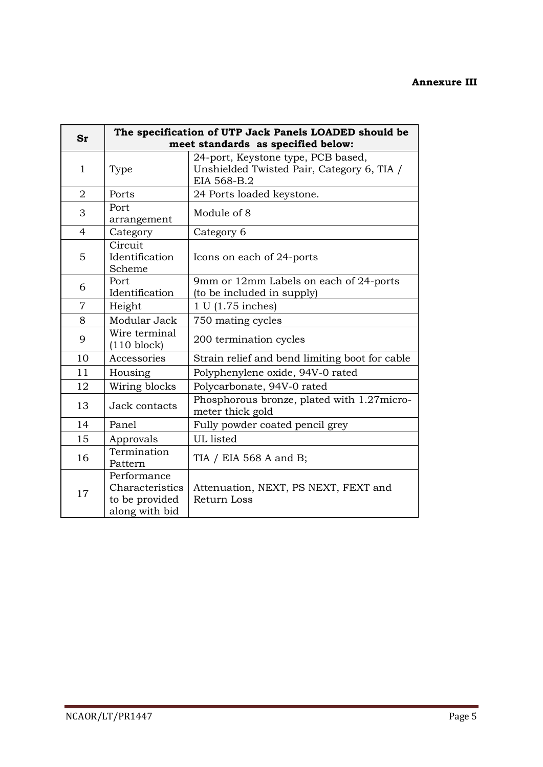**Annexure III**

| Sr | The specification of UTP Jack Panels LOADED should be meet standards as specified below: | |
|---|---|---|
| 1 | Type | 24-port, Keystone type, PCB based, Unshielded Twisted Pair, Category 6, TIA / EIA 568-B.2 |
| 2 | Ports | 24 Ports loaded keystone. |
| 3 | Port arrangement | Module of 8 |
| 4 | Category | Category 6 |
| 5 | Circuit Identification Scheme | Icons on each of 24-ports |
| 6 | Port Identification | 9mm or 12mm Labels on each of 24-ports (to be included in supply) |
| 7 | Height | 1 U (1.75 inches) |
| 8 | Modular Jack | 750 mating cycles |
| 9 | Wire terminal (110 block) | 200 termination cycles |
| 10 | Accessories | Strain relief and bend limiting boot for cable |
| 11 | Housing | Polyphenylene oxide, 94V-0 rated |
| 12 | Wiring blocks | Polycarbonate, 94V-0 rated |
| 13 | Jack contacts | Phosphorous bronze, plated with 1.27micro-meter thick gold |
| 14 | Panel | Fully powder coated pencil grey |
| 15 | Approvals | UL listed |
| 16 | Termination Pattern | TIA / EIA 568 A and B; |
| 17 | Performance Characteristics to be provided along with bid | Attenuation, NEXT, PS NEXT, FEXT and Return Loss |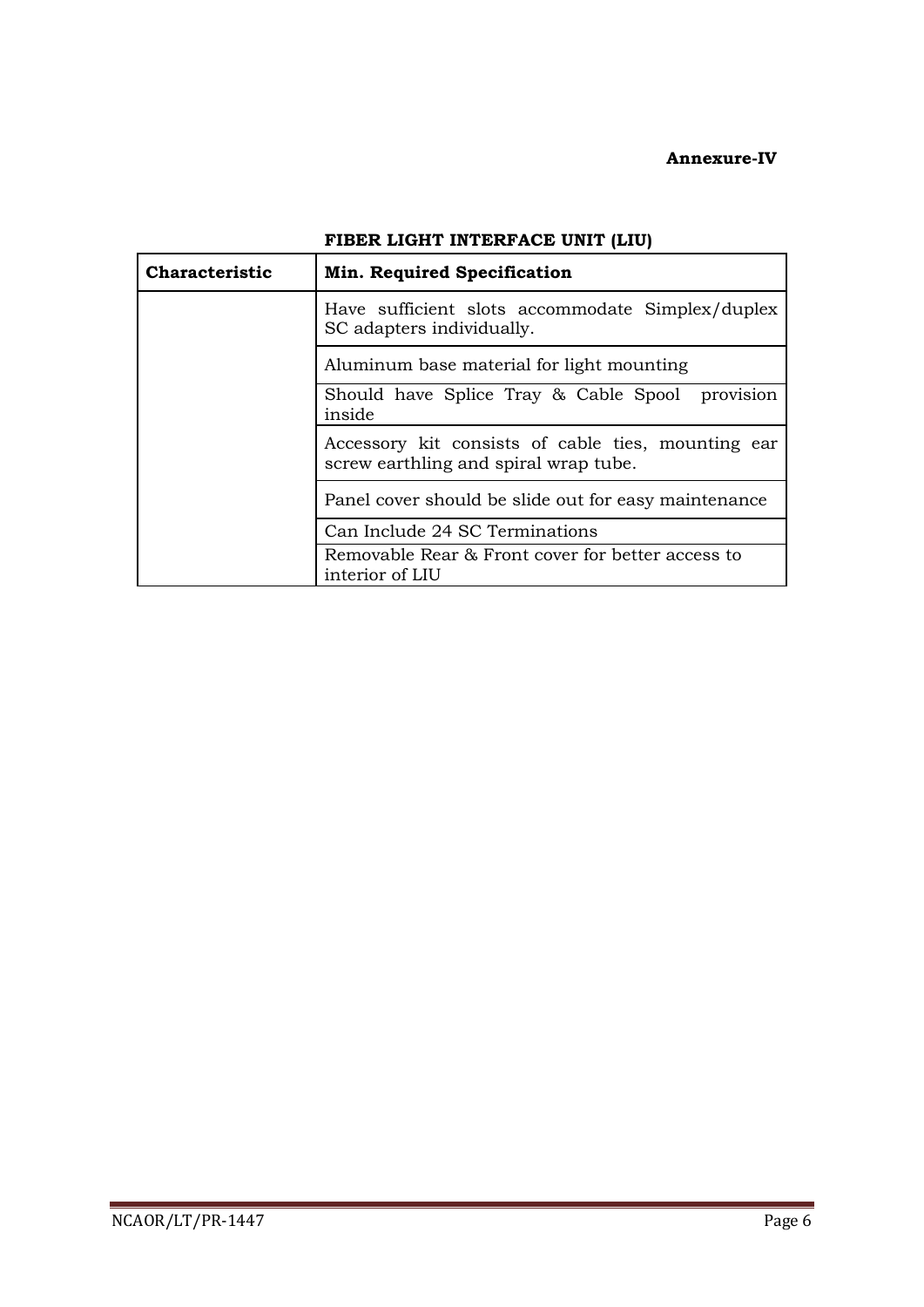**Annexure-IV**

**FIBER LIGHT INTERFACE UNIT (LIU)**

| **Characteristic** | **Min. Required Specification** |
|---|---|
| | Have sufficient slots accommodate Simplex/duplex SC adapters individually. |
| | Aluminum base material for light mounting |
| | Should have Splice Tray & Cable Spool provision inside |
| | Accessory kit consists of cable ties, mounting ear screw earthling and spiral wrap tube. |
| | Panel cover should be slide out for easy maintenance |
| | Can Include 24 SC Terminations |
| | Removable Rear & Front cover for better access to interior of LIU |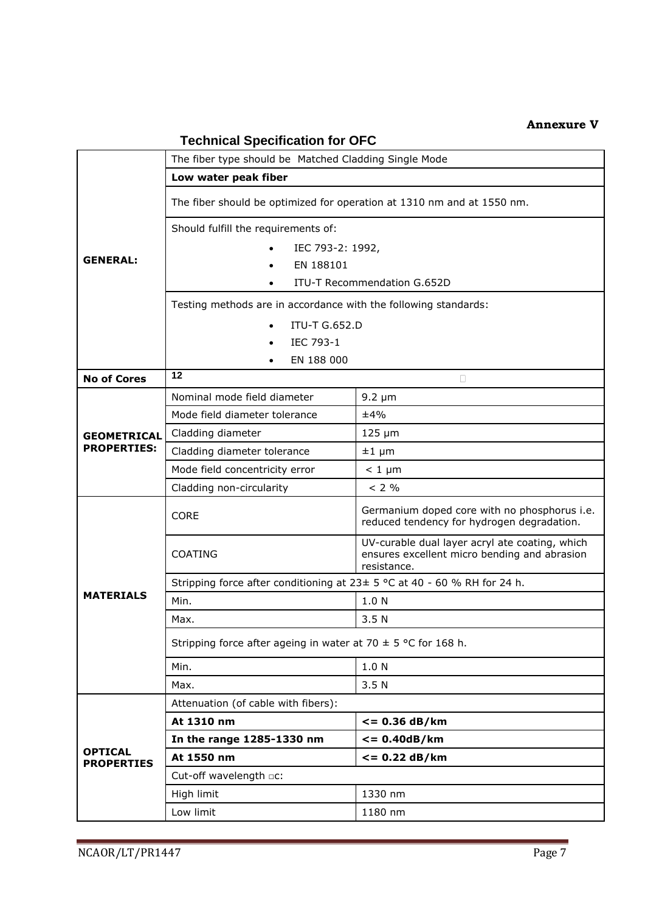**Annexure V**

## Technical Specification for OFC

| | | |
|---|---|---|
| **GENERAL:** | The fiber type should be Matched Cladding Single Mode | |
| | **Low water peak fiber** | |
| | The fiber should be optimized for operation at 1310 nm and at 1550 nm. | |
| | Should fulfill the requirements of:<br>• IEC 793-2: 1992,<br>• EN 188101<br>• ITU-T Recommendation G.652D | |
| | Testing methods are in accordance with the following standards:<br>• ITU-T G.652.D<br>• IEC 793-1<br>• EN 188 000 | |
| **No of Cores** | 12 | |
| **GEOMETRICAL PROPERTIES:** | Nominal mode field diameter | 9.2 μm |
| | Mode field diameter tolerance | ±4% |
| | Cladding diameter | 125 μm |
| | Cladding diameter tolerance | ±1 μm |
| | Mode field concentricity error | < 1 μm |
| | Cladding non-circularity | < 2 % |
| **MATERIALS** | CORE | Germanium doped core with no phosphorus i.e. reduced tendency for hydrogen degradation. |
| | COATING | UV-curable dual layer acryl ate coating, which ensures excellent micro bending and abrasion resistance. |
| | Stripping force after conditioning at 23± 5 °C at 40 - 60 % RH for 24 h. | |
| | Min. | 1.0 N |
| | Max. | 3.5 N |
| | Stripping force after ageing in water at 70 ± 5 °C for 168 h. | |
| | Min. | 1.0 N |
| | Max. | 3.5 N |
| **OPTICAL PROPERTIES** | Attenuation (of cable with fibers): | |
| | **At 1310 nm** | **<= 0.36 dB/km** |
| | **In the range 1285-1330 nm** | **<= 0.40dB/km** |
| | **At 1550 nm** | **<= 0.22 dB/km** |
| | Cut-off wavelength λc: | |
| | High limit | 1330 nm |
| | Low limit | 1180 nm |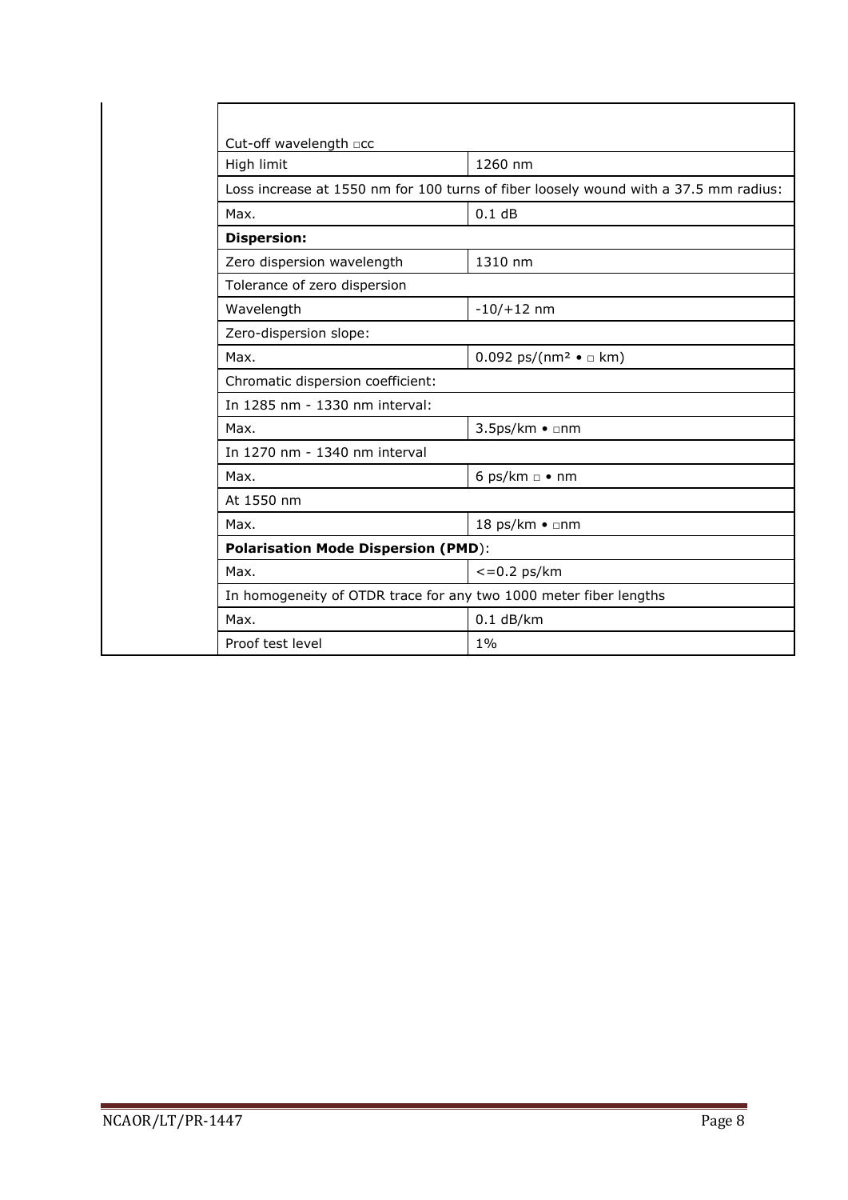| | |
|---|---|
| Cut-off wavelength □cc | |
| High limit | 1260 nm |
| Loss increase at 1550 nm for 100 turns of fiber loosely wound with a 37.5 mm radius: | |
| Max. | 0.1 dB |
| **Dispersion:** | |
| Zero dispersion wavelength | 1310 nm |
| Tolerance of zero dispersion | |
| Wavelength | -10/+12 nm |
| Zero-dispersion slope: | |
| Max. | 0.092 ps/(nm² • □ km) |
| Chromatic dispersion coefficient: | |
| In 1285 nm - 1330 nm interval: | |
| Max. | 3.5ps/km • □nm |
| In 1270 nm - 1340 nm interval | |
| Max. | 6 ps/km □ • nm |
| At 1550 nm | |
| Max. | 18 ps/km • □nm |
| **Polarisation Mode Dispersion (PMD)**: | |
| Max. | <=0.2 ps/km |
| In homogeneity of OTDR trace for any two 1000 meter fiber lengths | |
| Max. | 0.1 dB/km |
| Proof test level | 1% |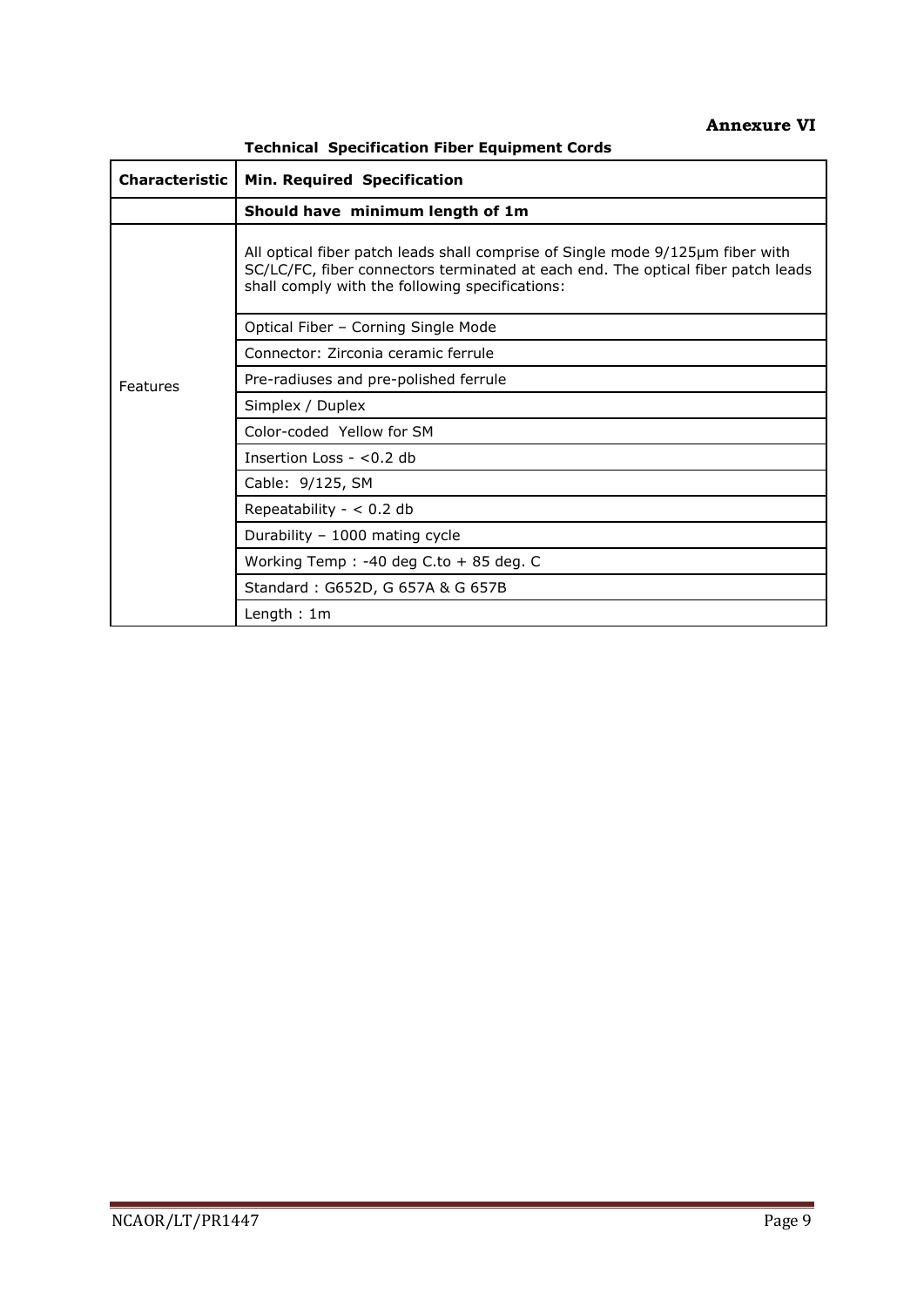**Annexure VI**

**Technical Specification Fiber Equipment Cords**

| Characteristic | Min. Required Specification |
|---|---|
| | **Should have minimum length of 1m** |
| Features | All optical fiber patch leads shall comprise of Single mode 9/125µm fiber with SC/LC/FC, fiber connectors terminated at each end. The optical fiber patch leads shall comply with the following specifications: |
| | Optical Fiber – Corning Single Mode |
| | Connector: Zirconia ceramic ferrule |
| | Pre-radiuses and pre-polished ferrule |
| | Simplex / Duplex |
| | Color-coded Yellow for SM |
| | Insertion Loss - <0.2 db |
| | Cable: 9/125, SM |
| | Repeatability - < 0.2 db |
| | Durability – 1000 mating cycle |
| | Working Temp : -40 deg C.to + 85 deg. C |
| | Standard : G652D, G 657A & G 657B |
| | Length : 1m |

NCAOR/LT/PR1447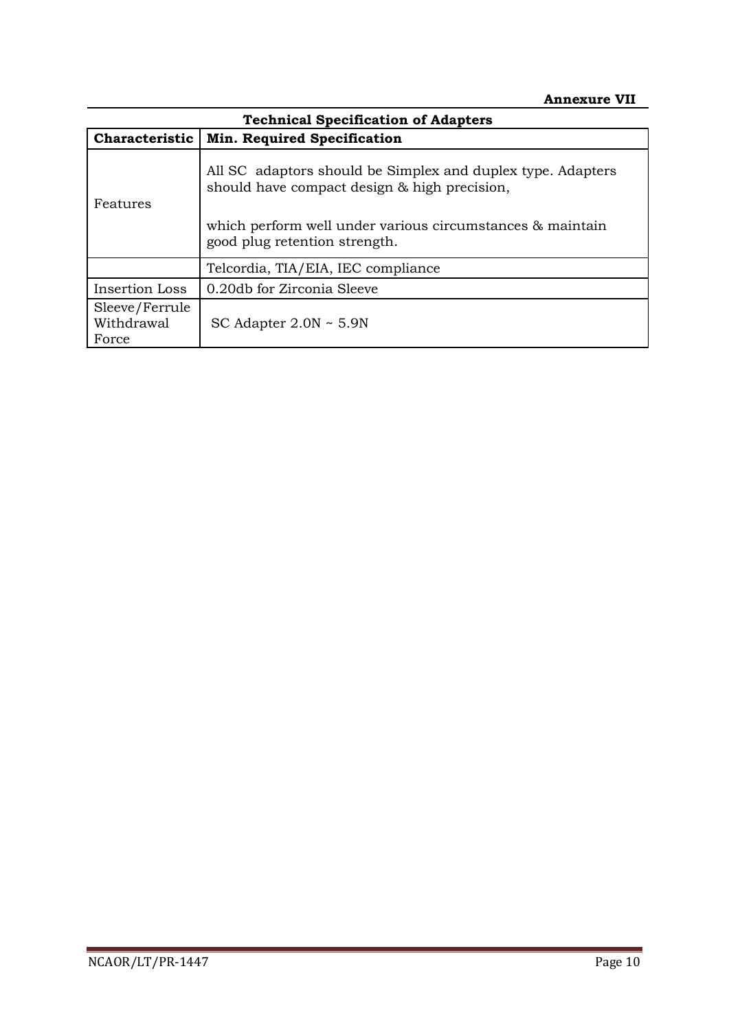**Annexure VII**

**Technical Specification of Adapters**

| **Characteristic** | **Min. Required Specification** |
|---|---|
| Features | All SC adaptors should be Simplex and duplex type. Adapters should have compact design & high precision,<br><br>which perform well under various circumstances & maintain good plug retention strength. |
| | Telcordia, TIA/EIA, IEC compliance |
| Insertion Loss | 0.20db for Zirconia Sleeve |
| Sleeve/Ferrule Withdrawal Force | SC Adapter 2.0N ~ 5.9N |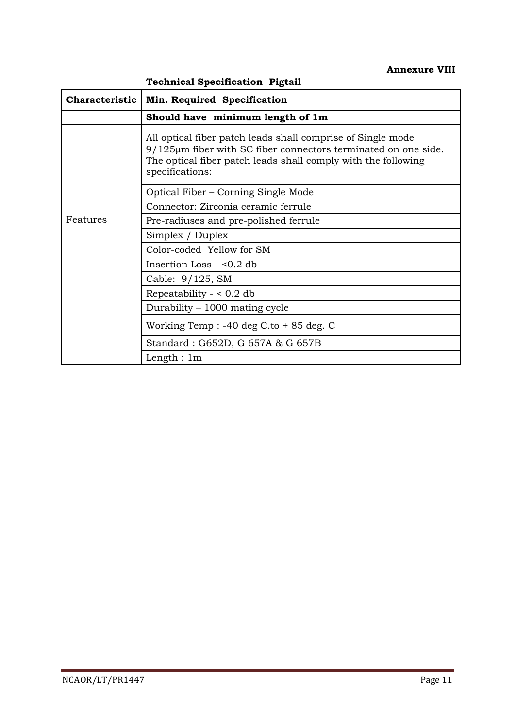**Annexure VIII**

**Technical Specification Pigtail**

| **Characteristic** | **Min. Required Specification** |
| --- | --- |
| | **Should have minimum length of 1m** |
| Features | All optical fiber patch leads shall comprise of Single mode 9/125µm fiber with SC fiber connectors terminated on one side. The optical fiber patch leads shall comply with the following specifications: |
| | Optical Fiber – Corning Single Mode |
| | Connector: Zirconia ceramic ferrule |
| | Pre-radiuses and pre-polished ferrule |
| | Simplex / Duplex |
| | Color-coded Yellow for SM |
| | Insertion Loss - <0.2 db |
| | Cable: 9/125, SM |
| | Repeatability - < 0.2 db |
| | Durability – 1000 mating cycle |
| | Working Temp : -40 deg C.to + 85 deg. C |
| | Standard : G652D, G 657A & G 657B |
| | Length : 1m |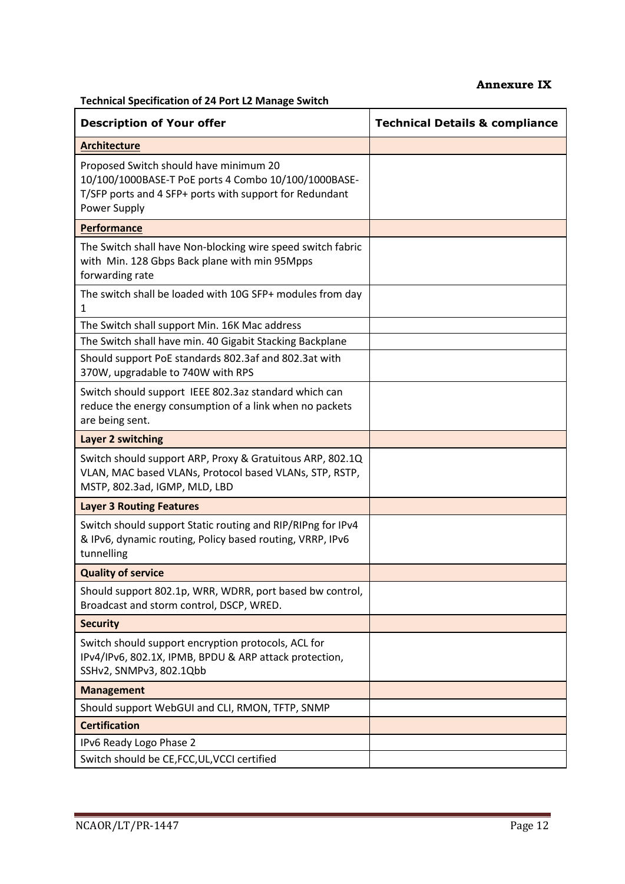**Annexure IX**

**Technical Specification of 24 Port L2 Manage Switch**

| Description of Your offer | Technical Details & compliance |
|---|---|
| **Architecture** | |
| Proposed Switch should have minimum 20 10/100/1000BASE-T PoE ports 4 Combo 10/100/1000BASE-T/SFP ports and 4 SFP+ ports with support for Redundant Power Supply | |
| **Performance** | |
| The Switch shall have Non-blocking wire speed switch fabric with Min. 128 Gbps Back plane with min 95Mpps forwarding rate | |
| The switch shall be loaded with 10G SFP+ modules from day 1 | |
| The Switch shall support Min. 16K Mac address | |
| The Switch shall have min. 40 Gigabit Stacking Backplane | |
| Should support PoE standards 802.3af and 802.3at with 370W, upgradable to 740W with RPS | |
| Switch should support IEEE 802.3az standard which can reduce the energy consumption of a link when no packets are being sent. | |
| **Layer 2 switching** | |
| Switch should support ARP, Proxy & Gratuitous ARP, 802.1Q VLAN, MAC based VLANs, Protocol based VLANs, STP, RSTP, MSTP, 802.3ad, IGMP, MLD, LBD | |
| **Layer 3 Routing Features** | |
| Switch should support Static routing and RIP/RIPng for IPv4 & IPv6, dynamic routing, Policy based routing, VRRP, IPv6 tunnelling | |
| **Quality of service** | |
| Should support 802.1p, WRR, WDRR, port based bw control, Broadcast and storm control, DSCP, WRED. | |
| **Security** | |
| Switch should support encryption protocols, ACL for IPv4/IPv6, 802.1X, IPMB, BPDU & ARP attack protection, SSHv2, SNMPv3, 802.1Qbb | |
| **Management** | |
| Should support WebGUI and CLI, RMON, TFTP, SNMP | |
| **Certification** | |
| IPv6 Ready Logo Phase 2 | |
| Switch should be CE,FCC,UL,VCCI certified | |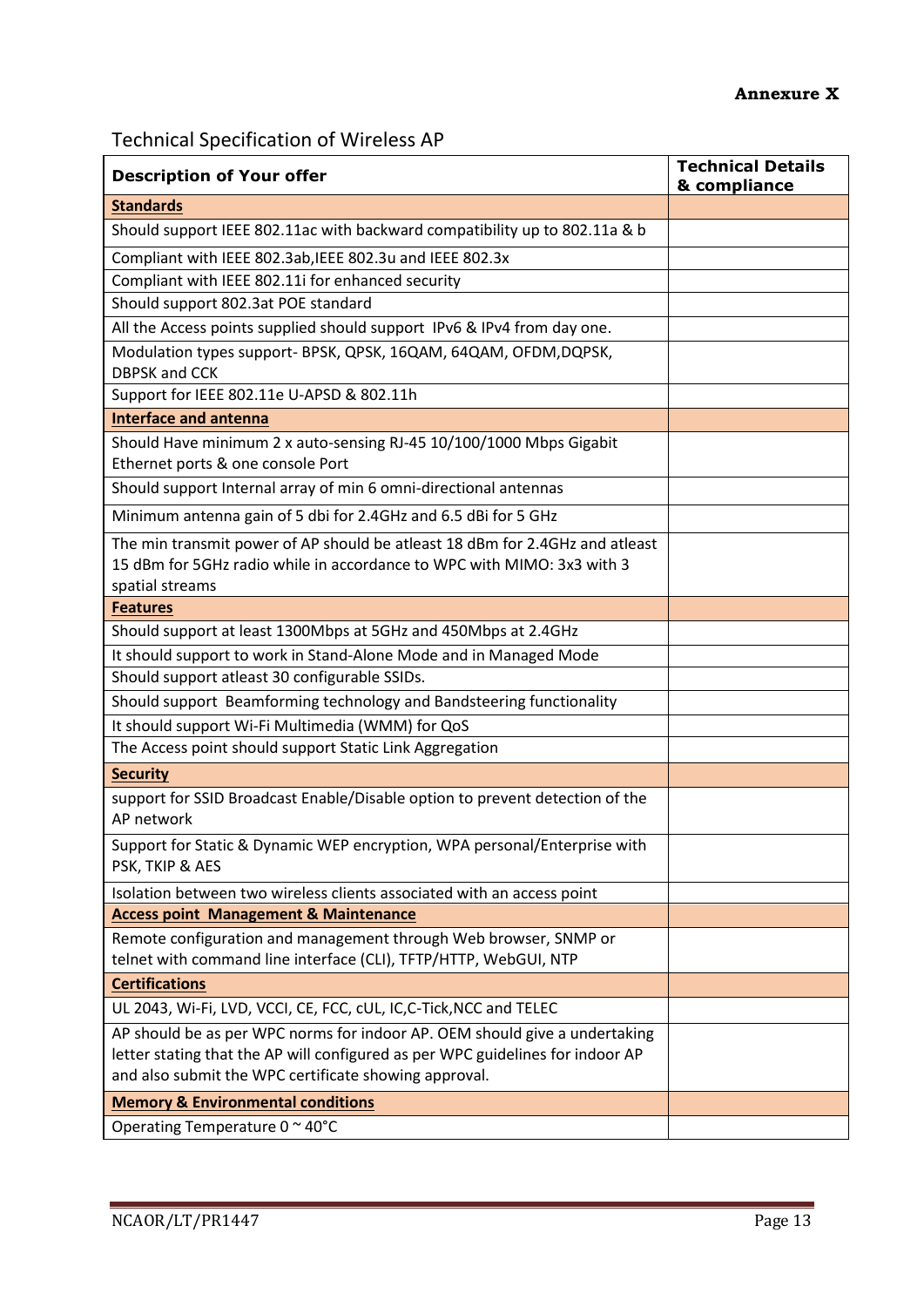**Annexure X**

## Technical Specification of Wireless AP

| Description of Your offer | Technical Details & compliance |
|---|---|
| **Standards** | |
| Should support IEEE 802.11ac with backward compatibility up to 802.11a & b | |
| Compliant with IEEE 802.3ab,IEEE 802.3u and IEEE 802.3x | |
| Compliant with IEEE 802.11i for enhanced security | |
| Should support 802.3at POE standard | |
| All the Access points supplied should support IPv6 & IPv4 from day one. | |
| Modulation types support- BPSK, QPSK, 16QAM, 64QAM, OFDM,DQPSK, DBPSK and CCK | |
| Support for IEEE 802.11e U-APSD & 802.11h | |
| **Interface and antenna** | |
| Should Have minimum 2 x auto-sensing RJ-45 10/100/1000 Mbps Gigabit Ethernet ports & one console Port | |
| Should support Internal array of min 6 omni-directional antennas | |
| Minimum antenna gain of 5 dbi for 2.4GHz and 6.5 dBi for 5 GHz | |
| The min transmit power of AP should be atleast 18 dBm for 2.4GHz and atleast 15 dBm for 5GHz radio while in accordance to WPC with MIMO: 3x3 with 3 spatial streams | |
| **Features** | |
| Should support at least 1300Mbps at 5GHz and 450Mbps at 2.4GHz | |
| It should support to work in Stand-Alone Mode and in Managed Mode | |
| Should support atleast 30 configurable SSIDs. | |
| Should support Beamforming technology and Bandsteering functionality | |
| It should support Wi-Fi Multimedia (WMM) for QoS | |
| The Access point should support Static Link Aggregation | |
| **Security** | |
| support for SSID Broadcast Enable/Disable option to prevent detection of the AP network | |
| Support for Static & Dynamic WEP encryption, WPA personal/Enterprise with PSK, TKIP & AES | |
| Isolation between two wireless clients associated with an access point | |
| **Access point Management & Maintenance** | |
| Remote configuration and management through Web browser, SNMP or telnet with command line interface (CLI), TFTP/HTTP, WebGUI, NTP | |
| **Certifications** | |
| UL 2043, Wi-Fi, LVD, VCCI, CE, FCC, cUL, IC,C-Tick,NCC and TELEC | |
| AP should be as per WPC norms for indoor AP. OEM should give a undertaking letter stating that the AP will configured as per WPC guidelines for indoor AP and also submit the WPC certificate showing approval. | |
| **Memory & Environmental conditions** | |
| Operating Temperature 0 ~ 40°C | |

NCAOR/LT/PR1447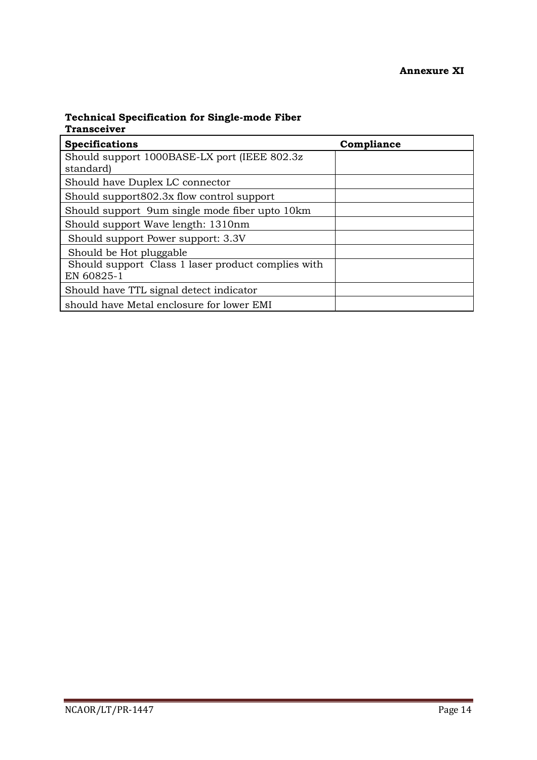**Annexure XI**

**Technical Specification for Single-mode Fiber Transceiver**

| **Specifications** | **Compliance** |
|---|---|
| Should support 1000BASE-LX port (IEEE 802.3z standard) | |
| Should have Duplex LC connector | |
| Should support802.3x flow control support | |
| Should support 9um single mode fiber upto 10km | |
| Should support Wave length: 1310nm | |
| Should support Power support: 3.3V | |
| Should be Hot pluggable | |
| Should support Class 1 laser product complies with EN 60825-1 | |
| Should have TTL signal detect indicator | |
| should have Metal enclosure for lower EMI | |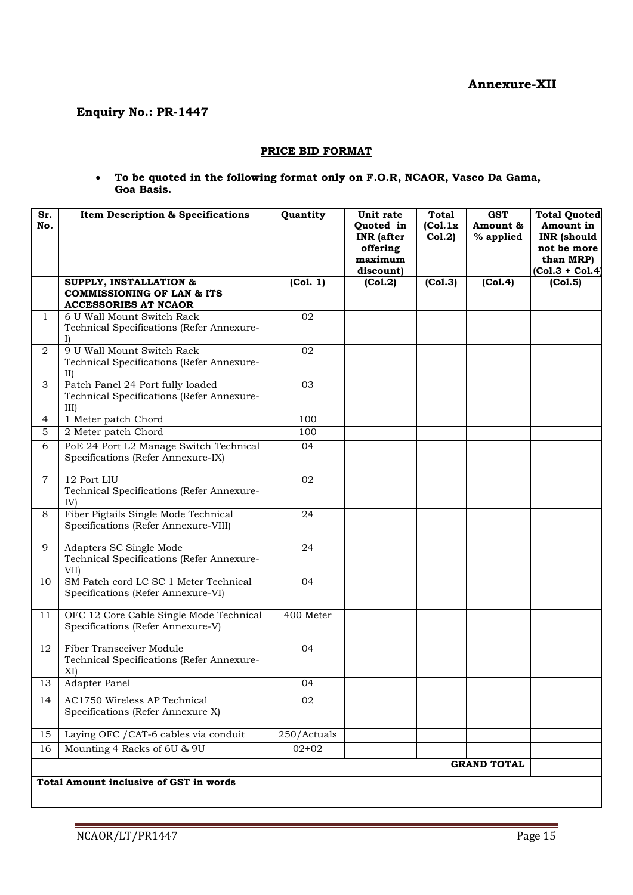**Annexure-XII**

**Enquiry No.: PR-1447**

**PRICE BID FORMAT**

- **To be quoted in the following format only on F.O.R, NCAOR, Vasco Da Gama, Goa Basis.**

| Sr. No. | Item Description & Specifications | Quantity | Unit rate Quoted in INR (after offering maximum discount) | Total (Col.1x Col.2) | GST Amount & % applied | Total Quoted Amount in INR (should not be more than MRP) (Col.3 + Col.4) |
|---|---|---|---|---|---|---|
| | **SUPPLY, INSTALLATION & COMMISSIONING OF LAN & ITS ACCESSORIES AT NCAOR** | **(Col. 1)** | **(Col.2)** | **(Col.3)** | **(Col.4)** | **(Col.5)** |
| 1 | 6 U Wall Mount Switch Rack Technical Specifications (Refer Annexure-I) | 02 | | | | |
| 2 | 9 U Wall Mount Switch Rack Technical Specifications (Refer Annexure-II) | 02 | | | | |
| 3 | Patch Panel 24 Port fully loaded Technical Specifications (Refer Annexure-III) | 03 | | | | |
| 4 | 1 Meter patch Chord | 100 | | | | |
| 5 | 2 Meter patch Chord | 100 | | | | |
| 6 | PoE 24 Port L2 Manage Switch Technical Specifications (Refer Annexure-IX) | 04 | | | | |
| 7 | 12 Port LIU Technical Specifications (Refer Annexure-IV) | 02 | | | | |
| 8 | Fiber Pigtails Single Mode Technical Specifications (Refer Annexure-VIII) | 24 | | | | |
| 9 | Adapters SC Single Mode Technical Specifications (Refer Annexure-VII) | 24 | | | | |
| 10 | SM Patch cord LC SC 1 Meter Technical Specifications (Refer Annexure-VI) | 04 | | | | |
| 11 | OFC 12 Core Cable Single Mode Technical Specifications (Refer Annexure-V) | 400 Meter | | | | |
| 12 | Fiber Transceiver Module Technical Specifications (Refer Annexure-XI) | 04 | | | | |
| 13 | Adapter Panel | 04 | | | | |
| 14 | AC1750 Wireless AP Technical Specifications (Refer Annexure X) | 02 | | | | |
| 15 | Laying OFC /CAT-6 cables via conduit | 250/Actuals | | | | |
| 16 | Mounting 4 Racks of 6U & 9U | 02+02 | | | | |
| | | | | | **GRAND TOTAL** | |

**Total Amount inclusive of GST in words**\_\_\_\_\_\_\_\_\_\_\_\_\_\_\_\_\_\_\_\_\_\_\_\_\_\_\_\_\_\_\_\_\_\_\_\_\_\_\_\_\_\_\_\_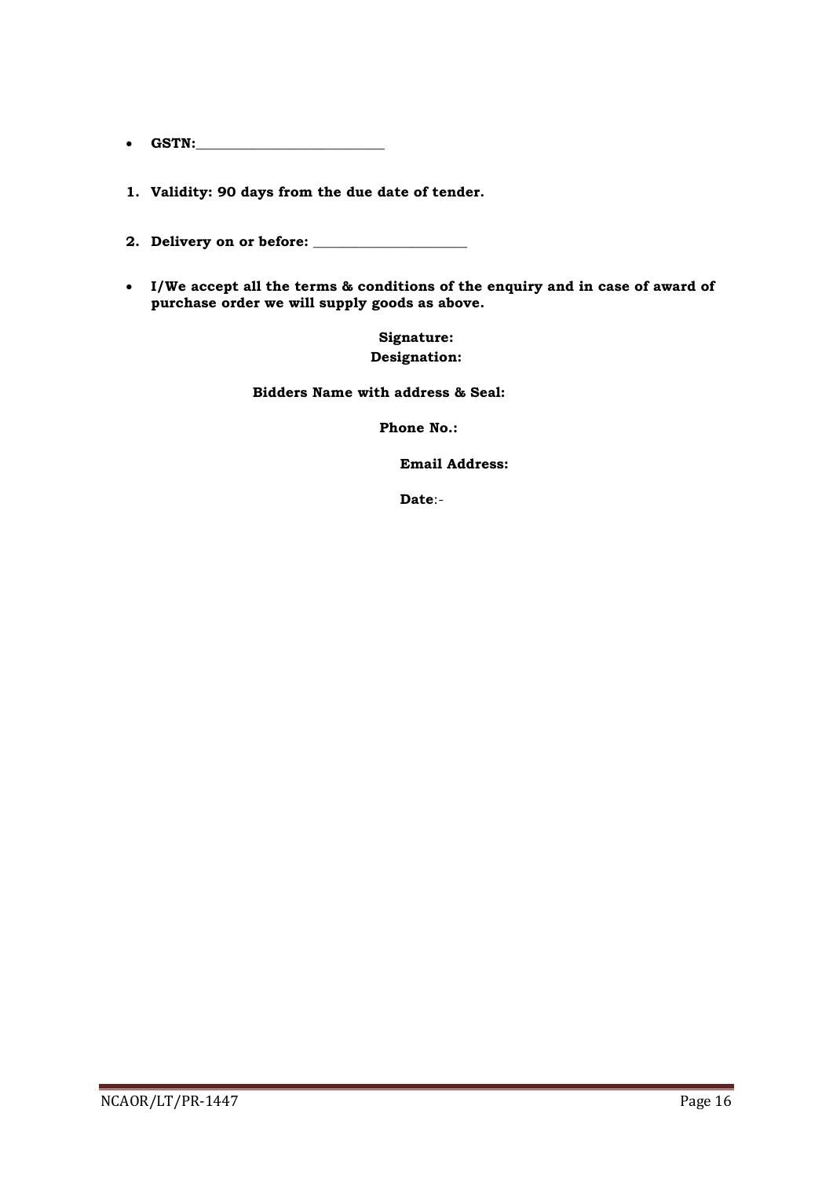- **GSTN:\_\_\_\_\_\_\_\_\_\_\_\_\_\_\_\_\_\_\_\_\_\_\_\_\_\_\_**

1. **Validity: 90 days from the due date of tender.**

2. **Delivery on or before: \_\_\_\_\_\_\_\_\_\_\_\_\_\_\_\_\_\_\_\_\_\_**

- **I/We accept all the terms & conditions of the enquiry and in case of award of purchase order we will supply goods as above.**

**Signature:**
**Designation:**

**Bidders Name with address & Seal:**

**Phone No.:**

**Email Address:**

**Date**:-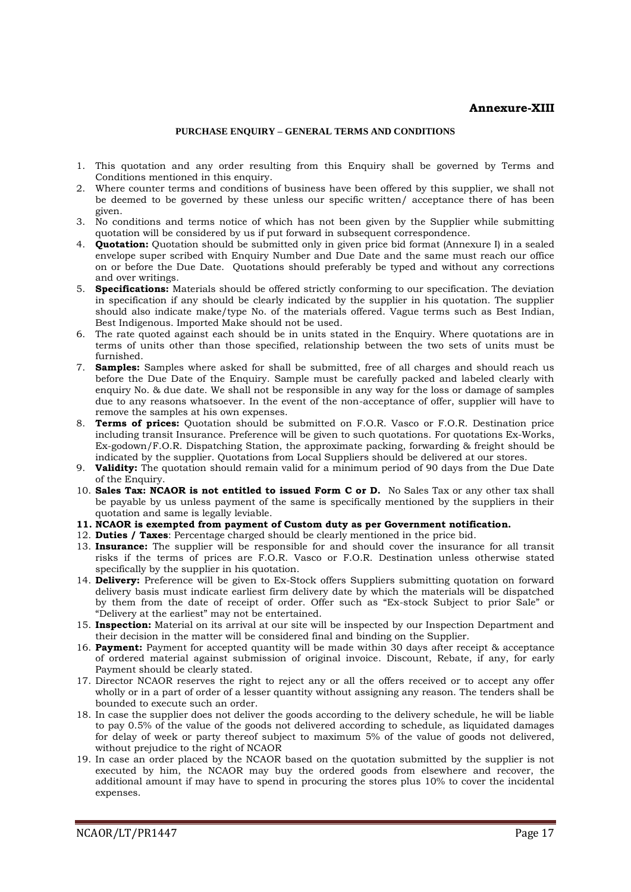**Annexure-XIII**

**PURCHASE ENQUIRY – GENERAL TERMS AND CONDITIONS**

1. This quotation and any order resulting from this Enquiry shall be governed by Terms and Conditions mentioned in this enquiry.
2. Where counter terms and conditions of business have been offered by this supplier, we shall not be deemed to be governed by these unless our specific written/ acceptance there of has been given.
3. No conditions and terms notice of which has not been given by the Supplier while submitting quotation will be considered by us if put forward in subsequent correspondence.
4. **Quotation:** Quotation should be submitted only in given price bid format (Annexure I) in a sealed envelope super scribed with Enquiry Number and Due Date and the same must reach our office on or before the Due Date. Quotations should preferably be typed and without any corrections and over writings.
5. **Specifications:** Materials should be offered strictly conforming to our specification. The deviation in specification if any should be clearly indicated by the supplier in his quotation. The supplier should also indicate make/type No. of the materials offered. Vague terms such as Best Indian, Best Indigenous. Imported Make should not be used.
6. The rate quoted against each should be in units stated in the Enquiry. Where quotations are in terms of units other than those specified, relationship between the two sets of units must be furnished.
7. **Samples:** Samples where asked for shall be submitted, free of all charges and should reach us before the Due Date of the Enquiry. Sample must be carefully packed and labeled clearly with enquiry No. & due date. We shall not be responsible in any way for the loss or damage of samples due to any reasons whatsoever. In the event of the non-acceptance of offer, supplier will have to remove the samples at his own expenses.
8. **Terms of prices:** Quotation should be submitted on F.O.R. Vasco or F.O.R. Destination price including transit Insurance. Preference will be given to such quotations. For quotations Ex-Works, Ex-godown/F.O.R. Dispatching Station, the approximate packing, forwarding & freight should be indicated by the supplier. Quotations from Local Suppliers should be delivered at our stores.
9. **Validity:** The quotation should remain valid for a minimum period of 90 days from the Due Date of the Enquiry.
10. **Sales Tax: NCAOR is not entitled to issued Form C or D.** No Sales Tax or any other tax shall be payable by us unless payment of the same is specifically mentioned by the suppliers in their quotation and same is legally leviable.
11. **NCAOR is exempted from payment of Custom duty as per Government notification.**
12. **Duties / Taxes**: Percentage charged should be clearly mentioned in the price bid.
13. **Insurance:** The supplier will be responsible for and should cover the insurance for all transit risks if the terms of prices are F.O.R. Vasco or F.O.R. Destination unless otherwise stated specifically by the supplier in his quotation.
14. **Delivery:** Preference will be given to Ex-Stock offers Suppliers submitting quotation on forward delivery basis must indicate earliest firm delivery date by which the materials will be dispatched by them from the date of receipt of order. Offer such as "Ex-stock Subject to prior Sale" or "Delivery at the earliest" may not be entertained.
15. **Inspection:** Material on its arrival at our site will be inspected by our Inspection Department and their decision in the matter will be considered final and binding on the Supplier.
16. **Payment:** Payment for accepted quantity will be made within 30 days after receipt & acceptance of ordered material against submission of original invoice. Discount, Rebate, if any, for early Payment should be clearly stated.
17. Director NCAOR reserves the right to reject any or all the offers received or to accept any offer wholly or in a part of order of a lesser quantity without assigning any reason. The tenders shall be bounded to execute such an order.
18. In case the supplier does not deliver the goods according to the delivery schedule, he will be liable to pay 0.5% of the value of the goods not delivered according to schedule, as liquidated damages for delay of week or party thereof subject to maximum 5% of the value of goods not delivered, without prejudice to the right of NCAOR
19. In case an order placed by the NCAOR based on the quotation submitted by the supplier is not executed by him, the NCAOR may buy the ordered goods from elsewhere and recover, the additional amount if may have to spend in procuring the stores plus 10% to cover the incidental expenses.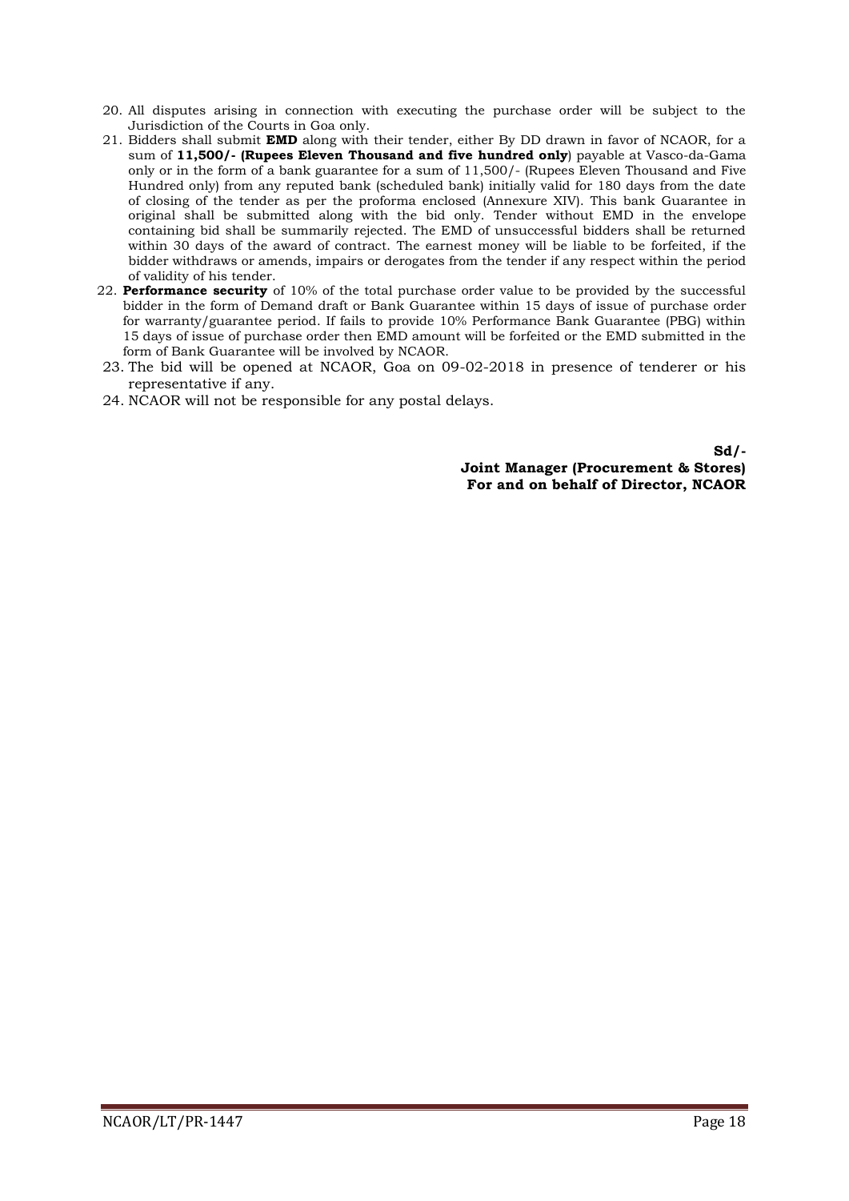20. All disputes arising in connection with executing the purchase order will be subject to the Jurisdiction of the Courts in Goa only.
21. Bidders shall submit **EMD** along with their tender, either By DD drawn in favor of NCAOR, for a sum of **11,500/- (Rupees Eleven Thousand and five hundred only**) payable at Vasco-da-Gama only or in the form of a bank guarantee for a sum of 11,500/- (Rupees Eleven Thousand and Five Hundred only) from any reputed bank (scheduled bank) initially valid for 180 days from the date of closing of the tender as per the proforma enclosed (Annexure XIV). This bank Guarantee in original shall be submitted along with the bid only. Tender without EMD in the envelope containing bid shall be summarily rejected. The EMD of unsuccessful bidders shall be returned within 30 days of the award of contract. The earnest money will be liable to be forfeited, if the bidder withdraws or amends, impairs or derogates from the tender if any respect within the period of validity of his tender.
22. **Performance security** of 10% of the total purchase order value to be provided by the successful bidder in the form of Demand draft or Bank Guarantee within 15 days of issue of purchase order for warranty/guarantee period. If fails to provide 10% Performance Bank Guarantee (PBG) within 15 days of issue of purchase order then EMD amount will be forfeited or the EMD submitted in the form of Bank Guarantee will be involved by NCAOR.
23. The bid will be opened at NCAOR, Goa on 09-02-2018 in presence of tenderer or his representative if any.
24. NCAOR will not be responsible for any postal delays.

**Sd/-**
**Joint Manager (Procurement & Stores)**
**For and on behalf of Director, NCAOR**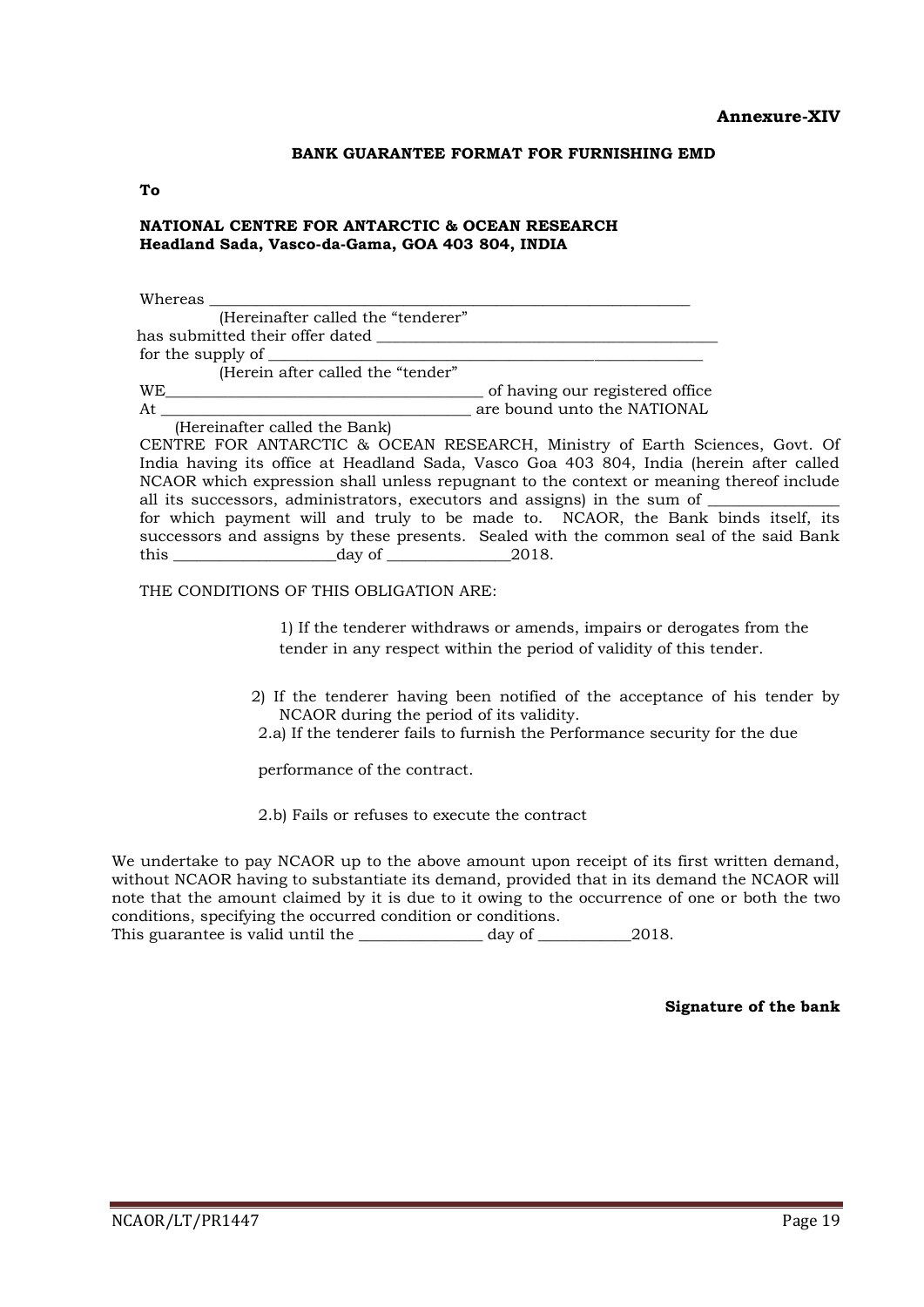**Annexure-XIV**

**BANK GUARANTEE FORMAT FOR FURNISHING EMD**

**To**

**NATIONAL CENTRE FOR ANTARCTIC & OCEAN RESEARCH**
**Headland Sada, Vasco-da-Gama, GOA 403 804, INDIA**

Whereas ________________________________________________________________
(Hereinafter called the "tenderer"
has submitted their offer dated ____________________________________________
for the supply of ______________________________________________________
(Herein after called the "tender"
WE_______________________________________ of having our registered office
At _______________________________________ are bound unto the NATIONAL
(Hereinafter called the Bank)
CENTRE FOR ANTARCTIC & OCEAN RESEARCH, Ministry of Earth Sciences, Govt. Of India having its office at Headland Sada, Vasco Goa 403 804, India (herein after called NCAOR which expression shall unless repugnant to the context or meaning thereof include all its successors, administrators, executors and assigns) in the sum of ________________ for which payment will and truly to be made to. NCAOR, the Bank binds itself, its successors and assigns by these presents. Sealed with the common seal of the said Bank this ____________________day of _______________2018.

THE CONDITIONS OF THIS OBLIGATION ARE:

1) If the tenderer withdraws or amends, impairs or derogates from the tender in any respect within the period of validity of this tender.

2) If the tenderer having been notified of the acceptance of his tender by NCAOR during the period of its validity.

2.a) If the tenderer fails to furnish the Performance security for the due performance of the contract.

2.b) Fails or refuses to execute the contract

We undertake to pay NCAOR up to the above amount upon receipt of its first written demand, without NCAOR having to substantiate its demand, provided that in its demand the NCAOR will note that the amount claimed by it is due to it owing to the occurrence of one or both the two conditions, specifying the occurred condition or conditions.
This guarantee is valid until the _______________ day of ___________2018.

**Signature of the bank**